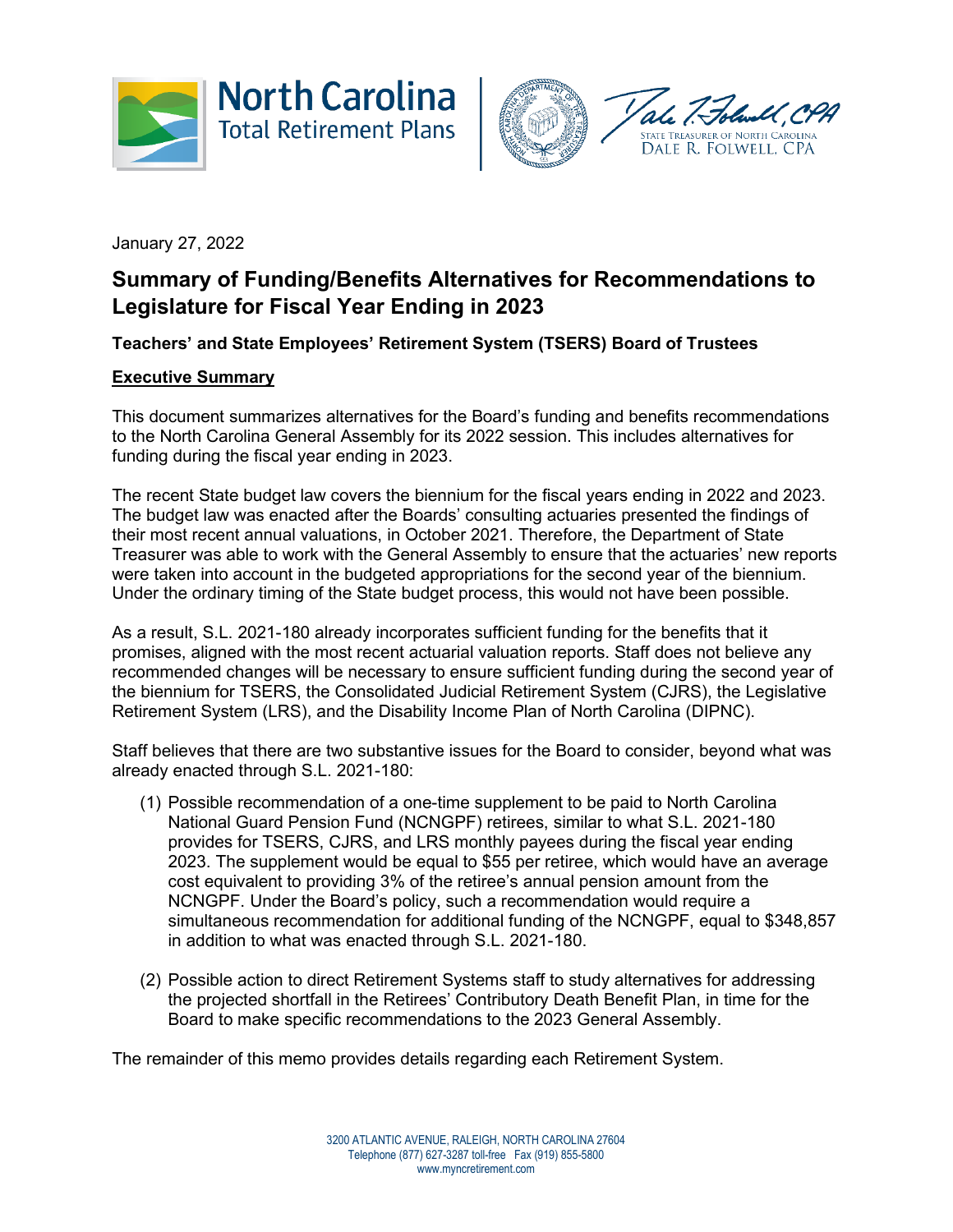North Carolina Total Retirement Plans

Dale R. Folwell, CPA
State Treasurer of North Carolina

January 27, 2022

# Summary of Funding/Benefits Alternatives for Recommendations to Legislature for Fiscal Year Ending in 2023

**Teachers' and State Employees' Retirement System (TSERS) Board of Trustees**

## Executive Summary

This document summarizes alternatives for the Board's funding and benefits recommendations to the North Carolina General Assembly for its 2022 session. This includes alternatives for funding during the fiscal year ending in 2023.

The recent State budget law covers the biennium for the fiscal years ending in 2022 and 2023. The budget law was enacted after the Boards' consulting actuaries presented the findings of their most recent annual valuations, in October 2021. Therefore, the Department of State Treasurer was able to work with the General Assembly to ensure that the actuaries' new reports were taken into account in the budgeted appropriations for the second year of the biennium. Under the ordinary timing of the State budget process, this would not have been possible.

As a result, S.L. 2021-180 already incorporates sufficient funding for the benefits that it promises, aligned with the most recent actuarial valuation reports. Staff does not believe any recommended changes will be necessary to ensure sufficient funding during the second year of the biennium for TSERS, the Consolidated Judicial Retirement System (CJRS), the Legislative Retirement System (LRS), and the Disability Income Plan of North Carolina (DIPNC).

Staff believes that there are two substantive issues for the Board to consider, beyond what was already enacted through S.L. 2021-180:

(1) Possible recommendation of a one-time supplement to be paid to North Carolina National Guard Pension Fund (NCNGPF) retirees, similar to what S.L. 2021-180 provides for TSERS, CJRS, and LRS monthly payees during the fiscal year ending 2023. The supplement would be equal to $55 per retiree, which would have an average cost equivalent to providing 3% of the retiree's annual pension amount from the NCNGPF. Under the Board's policy, such a recommendation would require a simultaneous recommendation for additional funding of the NCNGPF, equal to $348,857 in addition to what was enacted through S.L. 2021-180.

(2) Possible action to direct Retirement Systems staff to study alternatives for addressing the projected shortfall in the Retirees' Contributory Death Benefit Plan, in time for the Board to make specific recommendations to the 2023 General Assembly.

The remainder of this memo provides details regarding each Retirement System.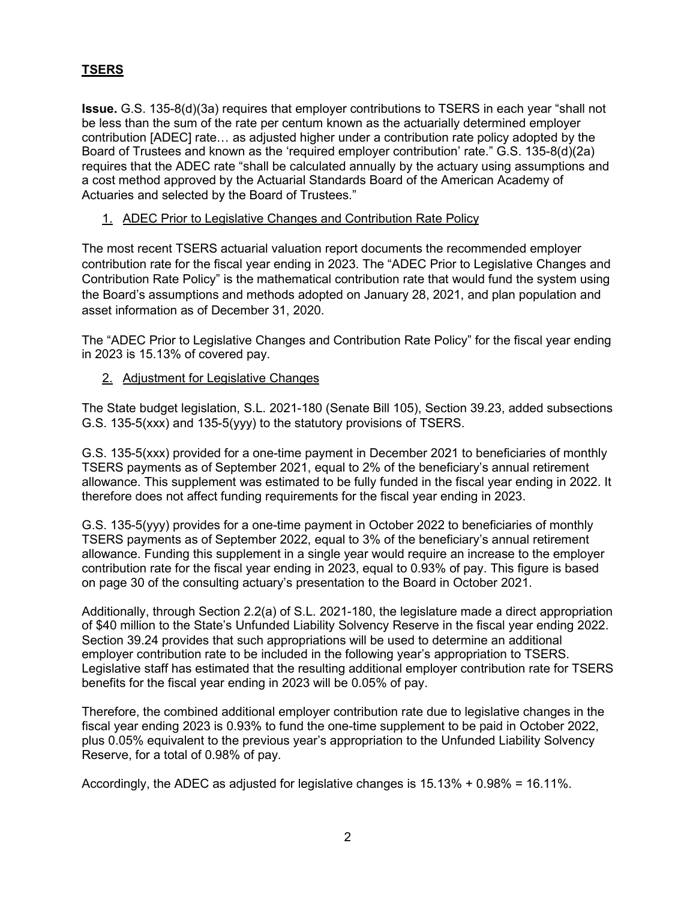## **TSERS**

**Issue.** G.S. 135-8(d)(3a) requires that employer contributions to TSERS in each year "shall not be less than the sum of the rate per centum known as the actuarially determined employer contribution [ADEC] rate… as adjusted higher under a contribution rate policy adopted by the Board of Trustees and known as the 'required employer contribution' rate." G.S. 135-8(d)(2a) requires that the ADEC rate "shall be calculated annually by the actuary using assumptions and a cost method approved by the Actuarial Standards Board of the American Academy of Actuaries and selected by the Board of Trustees."

1. ADEC Prior to Legislative Changes and Contribution Rate Policy

The most recent TSERS actuarial valuation report documents the recommended employer contribution rate for the fiscal year ending in 2023. The "ADEC Prior to Legislative Changes and Contribution Rate Policy" is the mathematical contribution rate that would fund the system using the Board's assumptions and methods adopted on January 28, 2021, and plan population and asset information as of December 31, 2020.

The "ADEC Prior to Legislative Changes and Contribution Rate Policy" for the fiscal year ending in 2023 is 15.13% of covered pay.

2. Adjustment for Legislative Changes

The State budget legislation, S.L. 2021-180 (Senate Bill 105), Section 39.23, added subsections G.S. 135-5(xxx) and 135-5(yyy) to the statutory provisions of TSERS.

G.S. 135-5(xxx) provided for a one-time payment in December 2021 to beneficiaries of monthly TSERS payments as of September 2021, equal to 2% of the beneficiary's annual retirement allowance. This supplement was estimated to be fully funded in the fiscal year ending in 2022. It therefore does not affect funding requirements for the fiscal year ending in 2023.

G.S. 135-5(yyy) provides for a one-time payment in October 2022 to beneficiaries of monthly TSERS payments as of September 2022, equal to 3% of the beneficiary's annual retirement allowance. Funding this supplement in a single year would require an increase to the employer contribution rate for the fiscal year ending in 2023, equal to 0.93% of pay. This figure is based on page 30 of the consulting actuary's presentation to the Board in October 2021.

Additionally, through Section 2.2(a) of S.L. 2021-180, the legislature made a direct appropriation of $40 million to the State's Unfunded Liability Solvency Reserve in the fiscal year ending 2022. Section 39.24 provides that such appropriations will be used to determine an additional employer contribution rate to be included in the following year's appropriation to TSERS. Legislative staff has estimated that the resulting additional employer contribution rate for TSERS benefits for the fiscal year ending in 2023 will be 0.05% of pay.

Therefore, the combined additional employer contribution rate due to legislative changes in the fiscal year ending 2023 is 0.93% to fund the one-time supplement to be paid in October 2022, plus 0.05% equivalent to the previous year's appropriation to the Unfunded Liability Solvency Reserve, for a total of 0.98% of pay.

Accordingly, the ADEC as adjusted for legislative changes is 15.13% + 0.98% = 16.11%.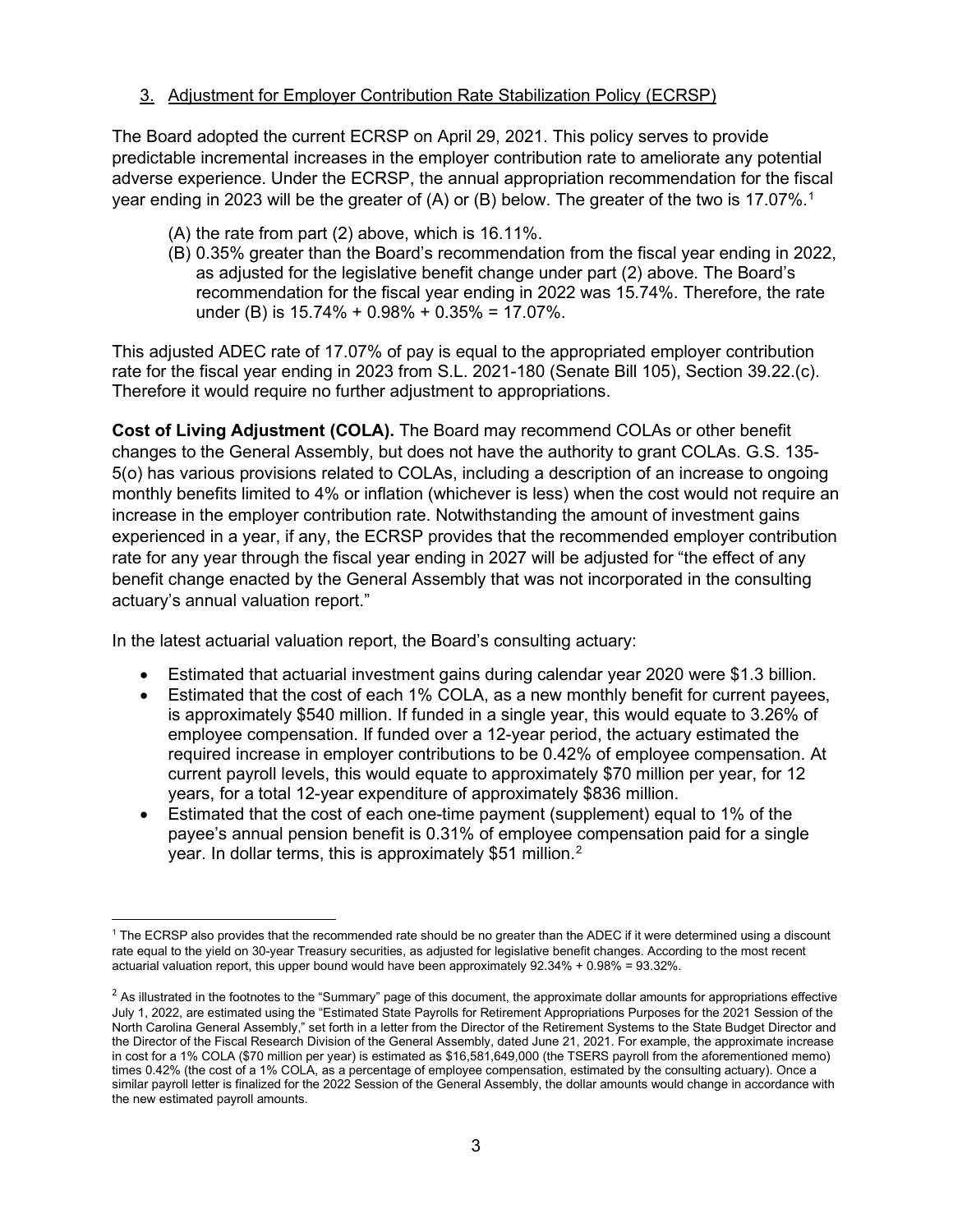### 3. Adjustment for Employer Contribution Rate Stabilization Policy (ECRSP)

The Board adopted the current ECRSP on April 29, 2021. This policy serves to provide predictable incremental increases in the employer contribution rate to ameliorate any potential adverse experience. Under the ECRSP, the annual appropriation recommendation for the fiscal year ending in 2023 will be the greater of (A) or (B) below. The greater of the two is 17.07%.[1]

(A) the rate from part (2) above, which is 16.11%.

(B) 0.35% greater than the Board's recommendation from the fiscal year ending in 2022, as adjusted for the legislative benefit change under part (2) above. The Board's recommendation for the fiscal year ending in 2022 was 15.74%. Therefore, the rate under (B) is 15.74% + 0.98% + 0.35% = 17.07%.

This adjusted ADEC rate of 17.07% of pay is equal to the appropriated employer contribution rate for the fiscal year ending in 2023 from S.L. 2021-180 (Senate Bill 105), Section 39.22.(c). Therefore it would require no further adjustment to appropriations.

**Cost of Living Adjustment (COLA).** The Board may recommend COLAs or other benefit changes to the General Assembly, but does not have the authority to grant COLAs. G.S. 135-5(o) has various provisions related to COLAs, including a description of an increase to ongoing monthly benefits limited to 4% or inflation (whichever is less) when the cost would not require an increase in the employer contribution rate. Notwithstanding the amount of investment gains experienced in a year, if any, the ECRSP provides that the recommended employer contribution rate for any year through the fiscal year ending in 2027 will be adjusted for "the effect of any benefit change enacted by the General Assembly that was not incorporated in the consulting actuary's annual valuation report."

In the latest actuarial valuation report, the Board's consulting actuary:

- Estimated that actuarial investment gains during calendar year 2020 were $1.3 billion.
- Estimated that the cost of each 1% COLA, as a new monthly benefit for current payees, is approximately $540 million. If funded in a single year, this would equate to 3.26% of employee compensation. If funded over a 12-year period, the actuary estimated the required increase in employer contributions to be 0.42% of employee compensation. At current payroll levels, this would equate to approximately $70 million per year, for 12 years, for a total 12-year expenditure of approximately $836 million.
- Estimated that the cost of each one-time payment (supplement) equal to 1% of the payee's annual pension benefit is 0.31% of employee compensation paid for a single year. In dollar terms, this is approximately $51 million.[2]

---

[1] The ECRSP also provides that the recommended rate should be no greater than the ADEC if it were determined using a discount rate equal to the yield on 30-year Treasury securities, as adjusted for legislative benefit changes. According to the most recent actuarial valuation report, this upper bound would have been approximately 92.34% + 0.98% = 93.32%.

[2] As illustrated in the footnotes to the "Summary" page of this document, the approximate dollar amounts for appropriations effective July 1, 2022, are estimated using the "Estimated State Payrolls for Retirement Appropriations Purposes for the 2021 Session of the North Carolina General Assembly," set forth in a letter from the Director of the Retirement Systems to the State Budget Director and the Director of the Fiscal Research Division of the General Assembly, dated June 21, 2021. For example, the approximate increase in cost for a 1% COLA ($70 million per year) is estimated as $16,581,649,000 (the TSERS payroll from the aforementioned memo) times 0.42% (the cost of a 1% COLA, as a percentage of employee compensation, estimated by the consulting actuary). Once a similar payroll letter is finalized for the 2022 Session of the General Assembly, the dollar amounts would change in accordance with the new estimated payroll amounts.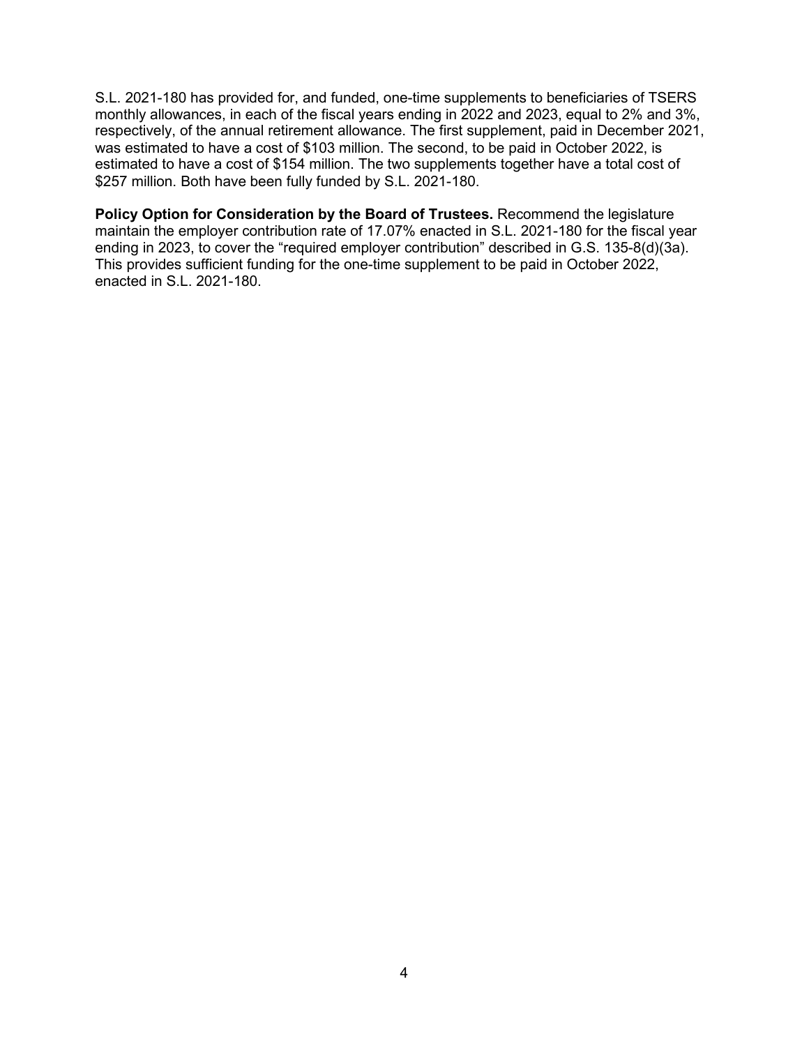S.L. 2021-180 has provided for, and funded, one-time supplements to beneficiaries of TSERS monthly allowances, in each of the fiscal years ending in 2022 and 2023, equal to 2% and 3%, respectively, of the annual retirement allowance. The first supplement, paid in December 2021, was estimated to have a cost of $103 million. The second, to be paid in October 2022, is estimated to have a cost of $154 million. The two supplements together have a total cost of $257 million. Both have been fully funded by S.L. 2021-180.

**Policy Option for Consideration by the Board of Trustees.** Recommend the legislature maintain the employer contribution rate of 17.07% enacted in S.L. 2021-180 for the fiscal year ending in 2023, to cover the "required employer contribution" described in G.S. 135-8(d)(3a). This provides sufficient funding for the one-time supplement to be paid in October 2022, enacted in S.L. 2021-180.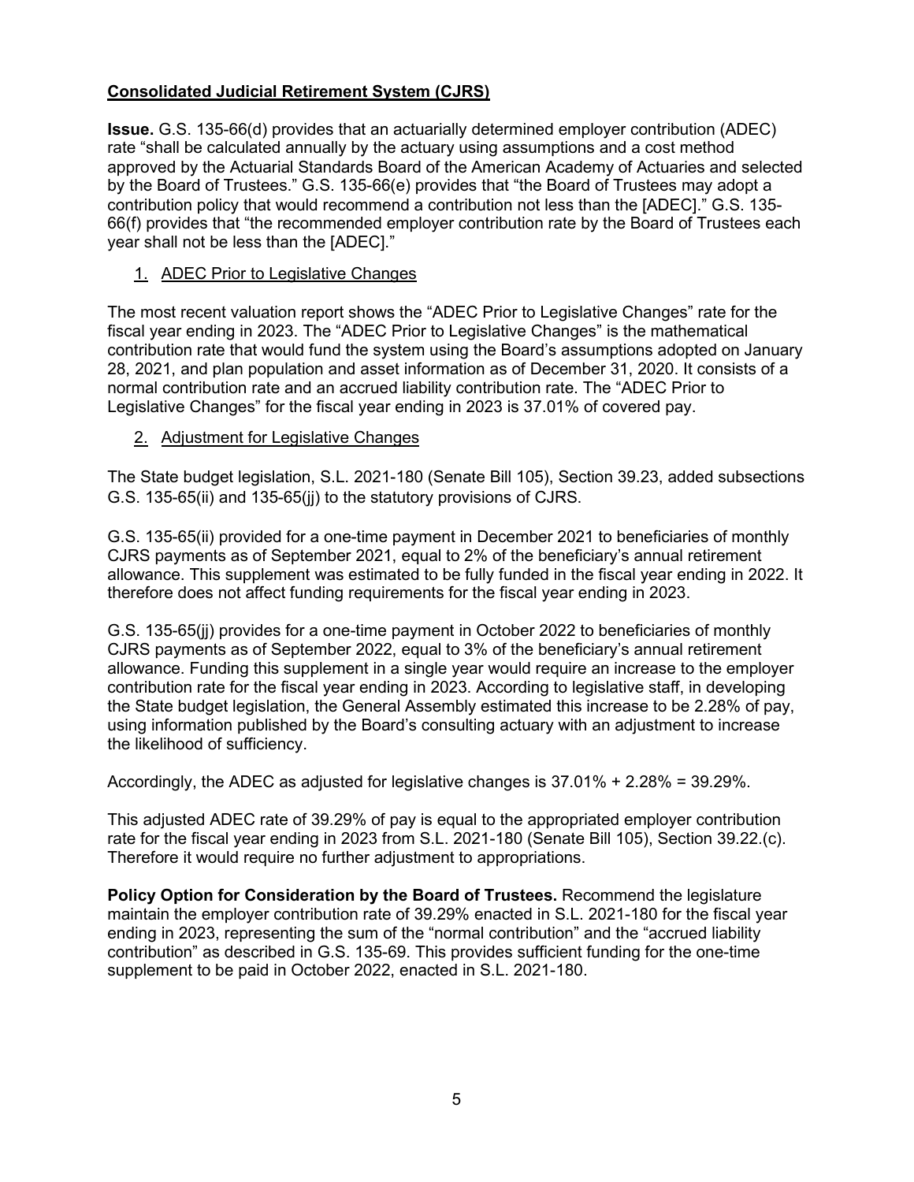## Consolidated Judicial Retirement System (CJRS)

**Issue.** G.S. 135-66(d) provides that an actuarially determined employer contribution (ADEC) rate "shall be calculated annually by the actuary using assumptions and a cost method approved by the Actuarial Standards Board of the American Academy of Actuaries and selected by the Board of Trustees." G.S. 135-66(e) provides that "the Board of Trustees may adopt a contribution policy that would recommend a contribution not less than the [ADEC]." G.S. 135-66(f) provides that "the recommended employer contribution rate by the Board of Trustees each year shall not be less than the [ADEC]."

### 1. ADEC Prior to Legislative Changes

The most recent valuation report shows the "ADEC Prior to Legislative Changes" rate for the fiscal year ending in 2023. The "ADEC Prior to Legislative Changes" is the mathematical contribution rate that would fund the system using the Board's assumptions adopted on January 28, 2021, and plan population and asset information as of December 31, 2020. It consists of a normal contribution rate and an accrued liability contribution rate. The "ADEC Prior to Legislative Changes" for the fiscal year ending in 2023 is 37.01% of covered pay.

### 2. Adjustment for Legislative Changes

The State budget legislation, S.L. 2021-180 (Senate Bill 105), Section 39.23, added subsections G.S. 135-65(ii) and 135-65(jj) to the statutory provisions of CJRS.

G.S. 135-65(ii) provided for a one-time payment in December 2021 to beneficiaries of monthly CJRS payments as of September 2021, equal to 2% of the beneficiary's annual retirement allowance. This supplement was estimated to be fully funded in the fiscal year ending in 2022. It therefore does not affect funding requirements for the fiscal year ending in 2023.

G.S. 135-65(jj) provides for a one-time payment in October 2022 to beneficiaries of monthly CJRS payments as of September 2022, equal to 3% of the beneficiary's annual retirement allowance. Funding this supplement in a single year would require an increase to the employer contribution rate for the fiscal year ending in 2023. According to legislative staff, in developing the State budget legislation, the General Assembly estimated this increase to be 2.28% of pay, using information published by the Board's consulting actuary with an adjustment to increase the likelihood of sufficiency.

Accordingly, the ADEC as adjusted for legislative changes is 37.01% + 2.28% = 39.29%.

This adjusted ADEC rate of 39.29% of pay is equal to the appropriated employer contribution rate for the fiscal year ending in 2023 from S.L. 2021-180 (Senate Bill 105), Section 39.22.(c). Therefore it would require no further adjustment to appropriations.

**Policy Option for Consideration by the Board of Trustees.** Recommend the legislature maintain the employer contribution rate of 39.29% enacted in S.L. 2021-180 for the fiscal year ending in 2023, representing the sum of the "normal contribution" and the "accrued liability contribution" as described in G.S. 135-69. This provides sufficient funding for the one-time supplement to be paid in October 2022, enacted in S.L. 2021-180.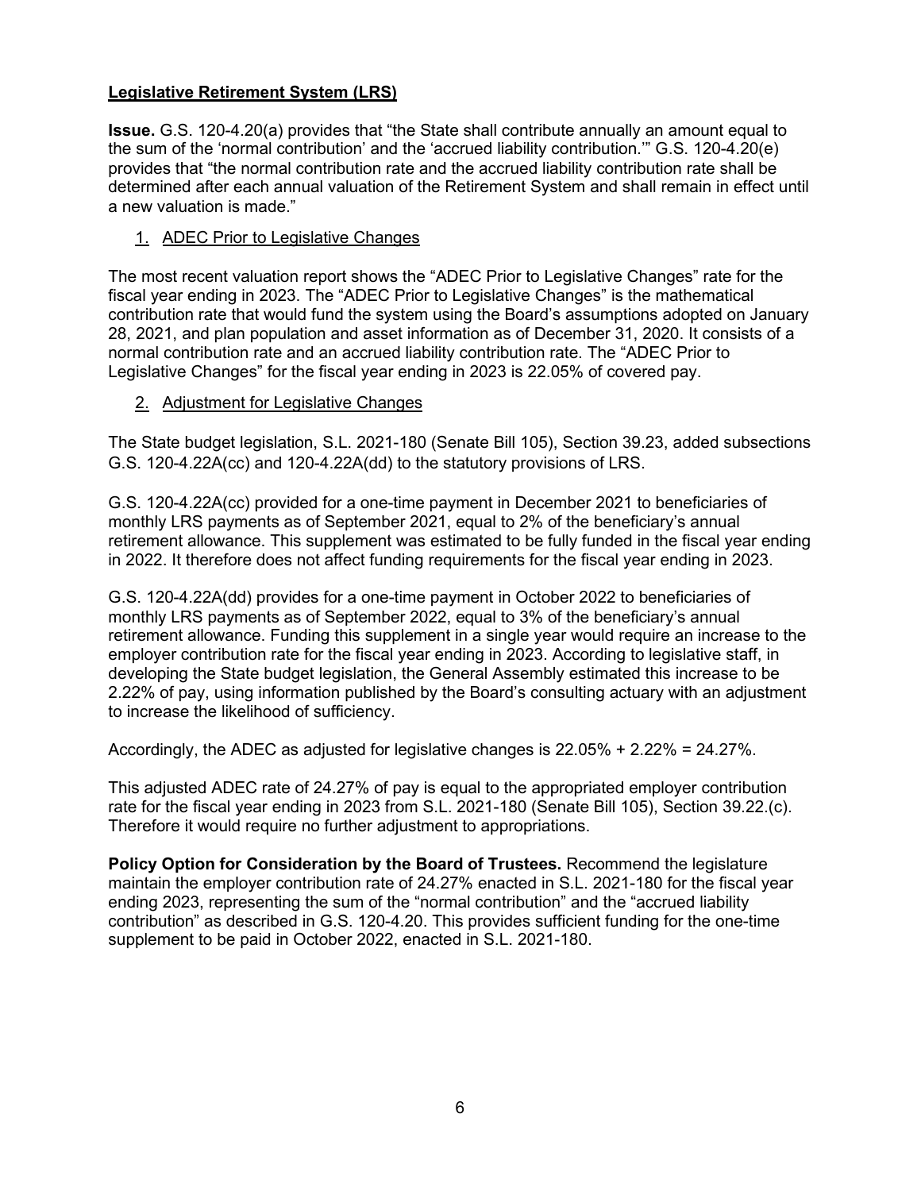**Legislative Retirement System (LRS)**

**Issue.** G.S. 120-4.20(a) provides that “the State shall contribute annually an amount equal to the sum of the ‘normal contribution’ and the ‘accrued liability contribution.’” G.S. 120-4.20(e) provides that “the normal contribution rate and the accrued liability contribution rate shall be determined after each annual valuation of the Retirement System and shall remain in effect until a new valuation is made.”

1. ADEC Prior to Legislative Changes

The most recent valuation report shows the “ADEC Prior to Legislative Changes” rate for the fiscal year ending in 2023. The “ADEC Prior to Legislative Changes” is the mathematical contribution rate that would fund the system using the Board’s assumptions adopted on January 28, 2021, and plan population and asset information as of December 31, 2020. It consists of a normal contribution rate and an accrued liability contribution rate. The “ADEC Prior to Legislative Changes” for the fiscal year ending in 2023 is 22.05% of covered pay.

2. Adjustment for Legislative Changes

The State budget legislation, S.L. 2021-180 (Senate Bill 105), Section 39.23, added subsections G.S. 120-4.22A(cc) and 120-4.22A(dd) to the statutory provisions of LRS.

G.S. 120-4.22A(cc) provided for a one-time payment in December 2021 to beneficiaries of monthly LRS payments as of September 2021, equal to 2% of the beneficiary’s annual retirement allowance. This supplement was estimated to be fully funded in the fiscal year ending in 2022. It therefore does not affect funding requirements for the fiscal year ending in 2023.

G.S. 120-4.22A(dd) provides for a one-time payment in October 2022 to beneficiaries of monthly LRS payments as of September 2022, equal to 3% of the beneficiary’s annual retirement allowance. Funding this supplement in a single year would require an increase to the employer contribution rate for the fiscal year ending in 2023. According to legislative staff, in developing the State budget legislation, the General Assembly estimated this increase to be 2.22% of pay, using information published by the Board’s consulting actuary with an adjustment to increase the likelihood of sufficiency.

Accordingly, the ADEC as adjusted for legislative changes is 22.05% + 2.22% = 24.27%.

This adjusted ADEC rate of 24.27% of pay is equal to the appropriated employer contribution rate for the fiscal year ending in 2023 from S.L. 2021-180 (Senate Bill 105), Section 39.22.(c). Therefore it would require no further adjustment to appropriations.

**Policy Option for Consideration by the Board of Trustees.** Recommend the legislature maintain the employer contribution rate of 24.27% enacted in S.L. 2021-180 for the fiscal year ending 2023, representing the sum of the “normal contribution” and the “accrued liability contribution” as described in G.S. 120-4.20. This provides sufficient funding for the one-time supplement to be paid in October 2022, enacted in S.L. 2021-180.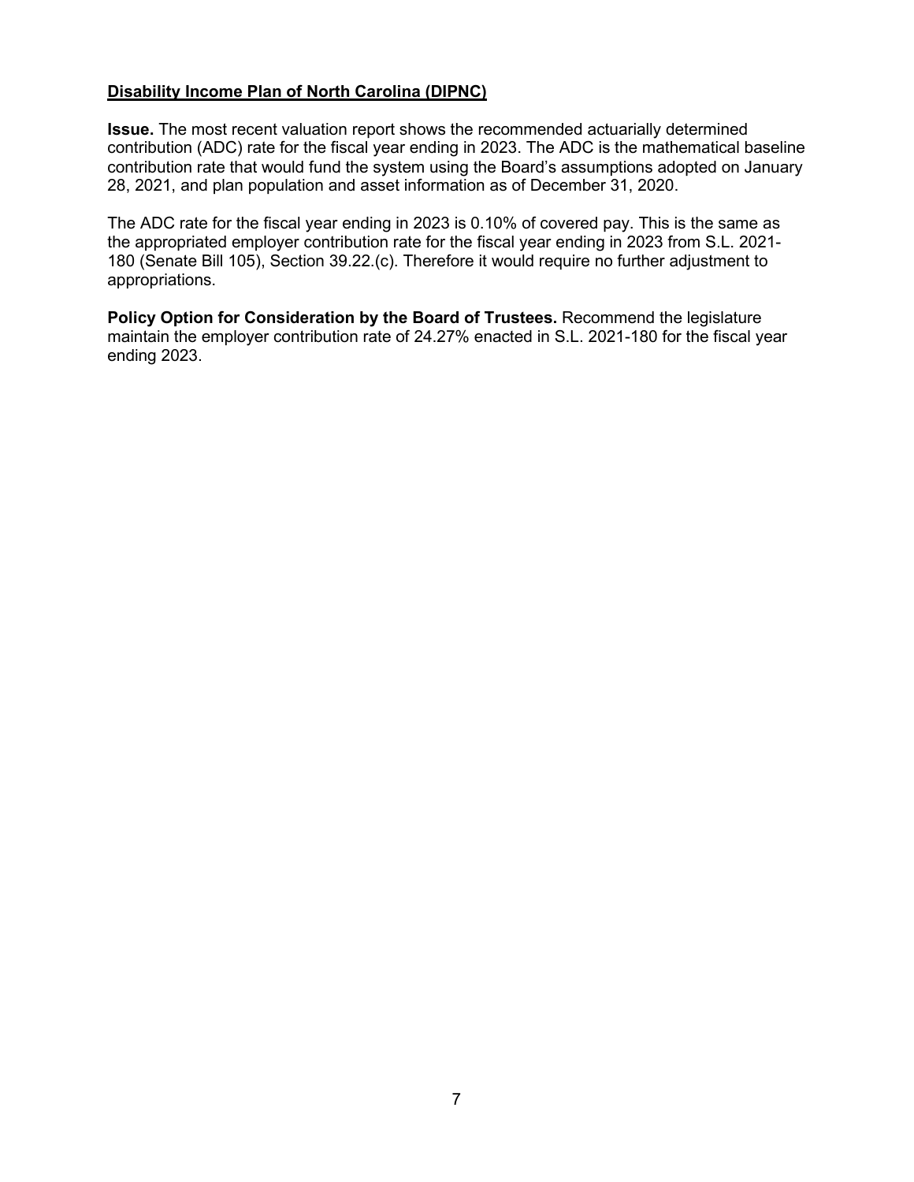**Disability Income Plan of North Carolina (DIPNC)**

**Issue.** The most recent valuation report shows the recommended actuarially determined contribution (ADC) rate for the fiscal year ending in 2023. The ADC is the mathematical baseline contribution rate that would fund the system using the Board's assumptions adopted on January 28, 2021, and plan population and asset information as of December 31, 2020.

The ADC rate for the fiscal year ending in 2023 is 0.10% of covered pay. This is the same as the appropriated employer contribution rate for the fiscal year ending in 2023 from S.L. 2021-180 (Senate Bill 105), Section 39.22.(c). Therefore it would require no further adjustment to appropriations.

**Policy Option for Consideration by the Board of Trustees.** Recommend the legislature maintain the employer contribution rate of 24.27% enacted in S.L. 2021-180 for the fiscal year ending 2023.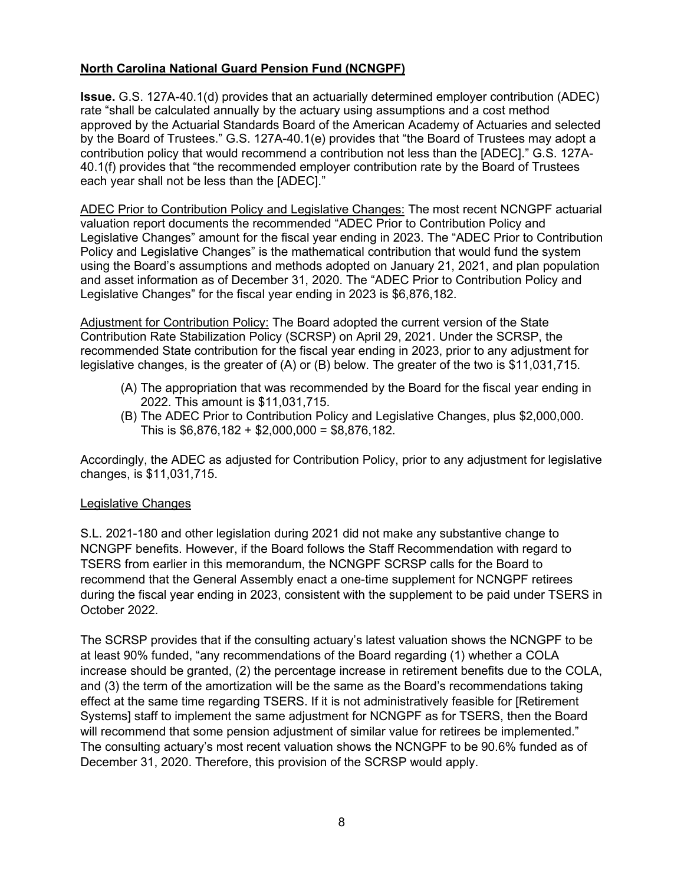**<u>North Carolina National Guard Pension Fund (NCNGPF)</u>**

**Issue.** G.S. 127A-40.1(d) provides that an actuarially determined employer contribution (ADEC) rate "shall be calculated annually by the actuary using assumptions and a cost method approved by the Actuarial Standards Board of the American Academy of Actuaries and selected by the Board of Trustees." G.S. 127A-40.1(e) provides that "the Board of Trustees may adopt a contribution policy that would recommend a contribution not less than the [ADEC]." G.S. 127A-40.1(f) provides that "the recommended employer contribution rate by the Board of Trustees each year shall not be less than the [ADEC]."

<u>ADEC Prior to Contribution Policy and Legislative Changes:</u> The most recent NCNGPF actuarial valuation report documents the recommended "ADEC Prior to Contribution Policy and Legislative Changes" amount for the fiscal year ending in 2023. The "ADEC Prior to Contribution Policy and Legislative Changes" is the mathematical contribution that would fund the system using the Board's assumptions and methods adopted on January 21, 2021, and plan population and asset information as of December 31, 2020. The "ADEC Prior to Contribution Policy and Legislative Changes" for the fiscal year ending in 2023 is $6,876,182.

<u>Adjustment for Contribution Policy:</u> The Board adopted the current version of the State Contribution Rate Stabilization Policy (SCRSP) on April 29, 2021. Under the SCRSP, the recommended State contribution for the fiscal year ending in 2023, prior to any adjustment for legislative changes, is the greater of (A) or (B) below. The greater of the two is $11,031,715.

(A) The appropriation that was recommended by the Board for the fiscal year ending in 2022. This amount is $11,031,715.

(B) The ADEC Prior to Contribution Policy and Legislative Changes, plus $2,000,000. This is $6,876,182 + $2,000,000 = $8,876,182.

Accordingly, the ADEC as adjusted for Contribution Policy, prior to any adjustment for legislative changes, is $11,031,715.

<u>Legislative Changes</u>

S.L. 2021-180 and other legislation during 2021 did not make any substantive change to NCNGPF benefits. However, if the Board follows the Staff Recommendation with regard to TSERS from earlier in this memorandum, the NCNGPF SCRSP calls for the Board to recommend that the General Assembly enact a one-time supplement for NCNGPF retirees during the fiscal year ending in 2023, consistent with the supplement to be paid under TSERS in October 2022.

The SCRSP provides that if the consulting actuary's latest valuation shows the NCNGPF to be at least 90% funded, "any recommendations of the Board regarding (1) whether a COLA increase should be granted, (2) the percentage increase in retirement benefits due to the COLA, and (3) the term of the amortization will be the same as the Board's recommendations taking effect at the same time regarding TSERS. If it is not administratively feasible for [Retirement Systems] staff to implement the same adjustment for NCNGPF as for TSERS, then the Board will recommend that some pension adjustment of similar value for retirees be implemented." The consulting actuary's most recent valuation shows the NCNGPF to be 90.6% funded as of December 31, 2020. Therefore, this provision of the SCRSP would apply.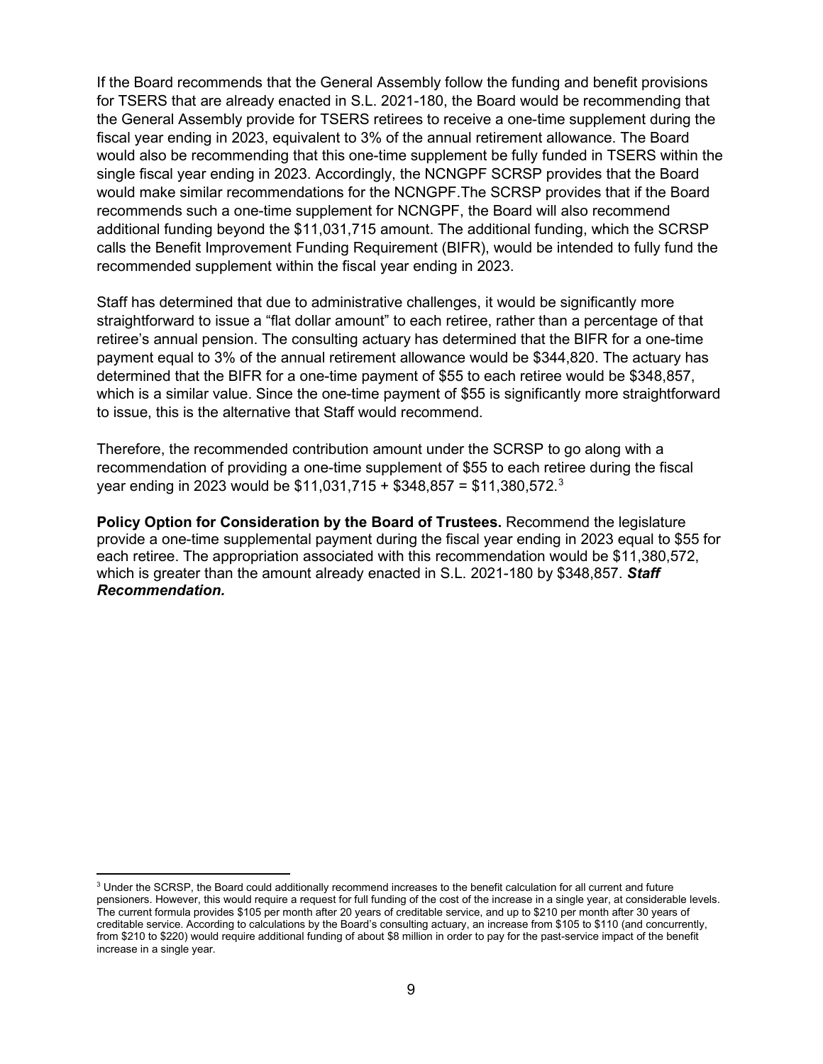If the Board recommends that the General Assembly follow the funding and benefit provisions for TSERS that are already enacted in S.L. 2021-180, the Board would be recommending that the General Assembly provide for TSERS retirees to receive a one-time supplement during the fiscal year ending in 2023, equivalent to 3% of the annual retirement allowance. The Board would also be recommending that this one-time supplement be fully funded in TSERS within the single fiscal year ending in 2023. Accordingly, the NCNGPF SCRSP provides that the Board would make similar recommendations for the NCNGPF.The SCRSP provides that if the Board recommends such a one-time supplement for NCNGPF, the Board will also recommend additional funding beyond the $11,031,715 amount. The additional funding, which the SCRSP calls the Benefit Improvement Funding Requirement (BIFR), would be intended to fully fund the recommended supplement within the fiscal year ending in 2023.

Staff has determined that due to administrative challenges, it would be significantly more straightforward to issue a "flat dollar amount" to each retiree, rather than a percentage of that retiree's annual pension. The consulting actuary has determined that the BIFR for a one-time payment equal to 3% of the annual retirement allowance would be $344,820. The actuary has determined that the BIFR for a one-time payment of $55 to each retiree would be $348,857, which is a similar value. Since the one-time payment of $55 is significantly more straightforward to issue, this is the alternative that Staff would recommend.

Therefore, the recommended contribution amount under the SCRSP to go along with a recommendation of providing a one-time supplement of $55 to each retiree during the fiscal year ending in 2023 would be $11,031,715 + $348,857 = $11,380,572.[3]

**Policy Option for Consideration by the Board of Trustees.** Recommend the legislature provide a one-time supplemental payment during the fiscal year ending in 2023 equal to $55 for each retiree. The appropriation associated with this recommendation would be $11,380,572, which is greater than the amount already enacted in S.L. 2021-180 by $348,857. ***Staff Recommendation.***

---

[3] Under the SCRSP, the Board could additionally recommend increases to the benefit calculation for all current and future pensioners. However, this would require a request for full funding of the cost of the increase in a single year, at considerable levels. The current formula provides $105 per month after 20 years of creditable service, and up to $210 per month after 30 years of creditable service. According to calculations by the Board's consulting actuary, an increase from $105 to $110 (and concurrently, from $210 to $220) would require additional funding of about $8 million in order to pay for the past-service impact of the benefit increase in a single year.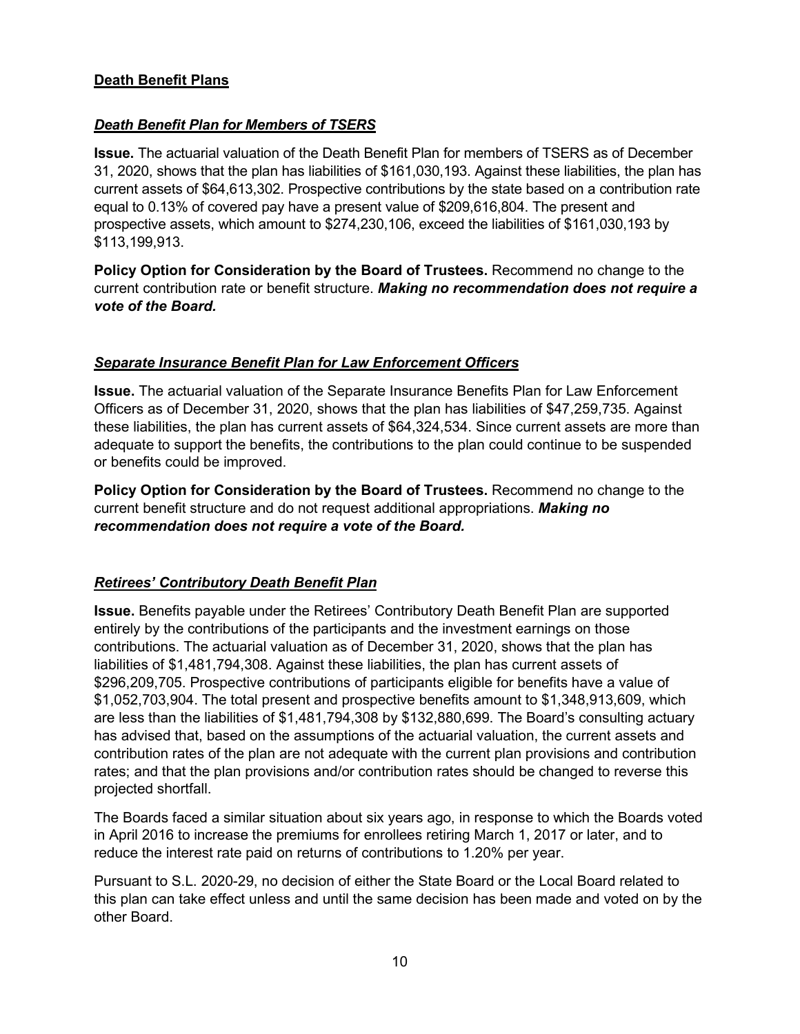## Death Benefit Plans

### *Death Benefit Plan for Members of TSERS*

**Issue.** The actuarial valuation of the Death Benefit Plan for members of TSERS as of December 31, 2020, shows that the plan has liabilities of $161,030,193. Against these liabilities, the plan has current assets of $64,613,302. Prospective contributions by the state based on a contribution rate equal to 0.13% of covered pay have a present value of $209,616,804. The present and prospective assets, which amount to $274,230,106, exceed the liabilities of $161,030,193 by $113,199,913.

**Policy Option for Consideration by the Board of Trustees.** Recommend no change to the current contribution rate or benefit structure. ***Making no recommendation does not require a vote of the Board.***

### *Separate Insurance Benefit Plan for Law Enforcement Officers*

**Issue.** The actuarial valuation of the Separate Insurance Benefits Plan for Law Enforcement Officers as of December 31, 2020, shows that the plan has liabilities of $47,259,735. Against these liabilities, the plan has current assets of $64,324,534. Since current assets are more than adequate to support the benefits, the contributions to the plan could continue to be suspended or benefits could be improved.

**Policy Option for Consideration by the Board of Trustees.** Recommend no change to the current benefit structure and do not request additional appropriations. ***Making no recommendation does not require a vote of the Board.***

### *Retirees' Contributory Death Benefit Plan*

**Issue.** Benefits payable under the Retirees' Contributory Death Benefit Plan are supported entirely by the contributions of the participants and the investment earnings on those contributions. The actuarial valuation as of December 31, 2020, shows that the plan has liabilities of $1,481,794,308. Against these liabilities, the plan has current assets of $296,209,705. Prospective contributions of participants eligible for benefits have a value of $1,052,703,904. The total present and prospective benefits amount to $1,348,913,609, which are less than the liabilities of $1,481,794,308 by $132,880,699. The Board's consulting actuary has advised that, based on the assumptions of the actuarial valuation, the current assets and contribution rates of the plan are not adequate with the current plan provisions and contribution rates; and that the plan provisions and/or contribution rates should be changed to reverse this projected shortfall.

The Boards faced a similar situation about six years ago, in response to which the Boards voted in April 2016 to increase the premiums for enrollees retiring March 1, 2017 or later, and to reduce the interest rate paid on returns of contributions to 1.20% per year.

Pursuant to S.L. 2020-29, no decision of either the State Board or the Local Board related to this plan can take effect unless and until the same decision has been made and voted on by the other Board.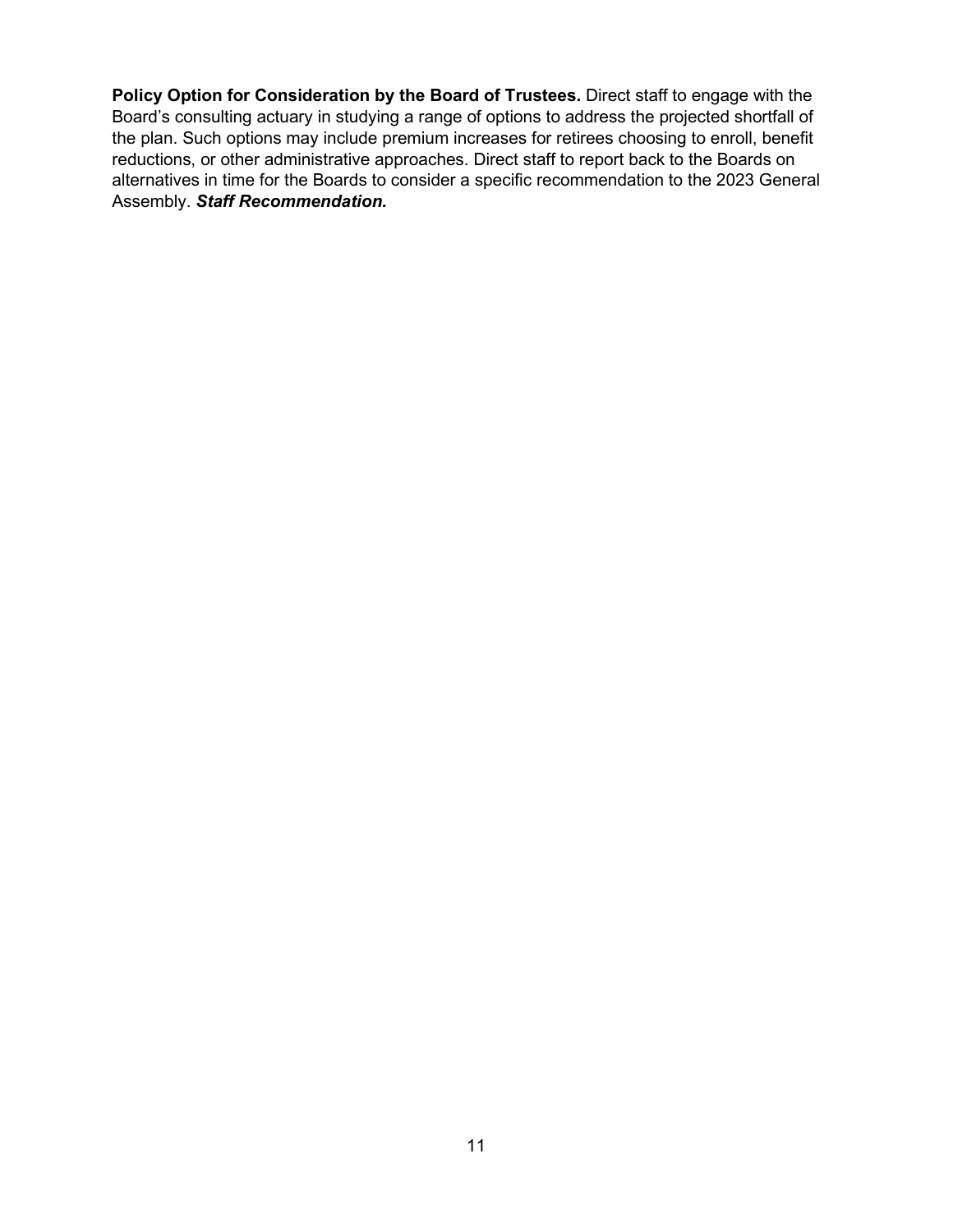**Policy Option for Consideration by the Board of Trustees.** Direct staff to engage with the Board's consulting actuary in studying a range of options to address the projected shortfall of the plan. Such options may include premium increases for retirees choosing to enroll, benefit reductions, or other administrative approaches. Direct staff to report back to the Boards on alternatives in time for the Boards to consider a specific recommendation to the 2023 General Assembly. ***Staff Recommendation.***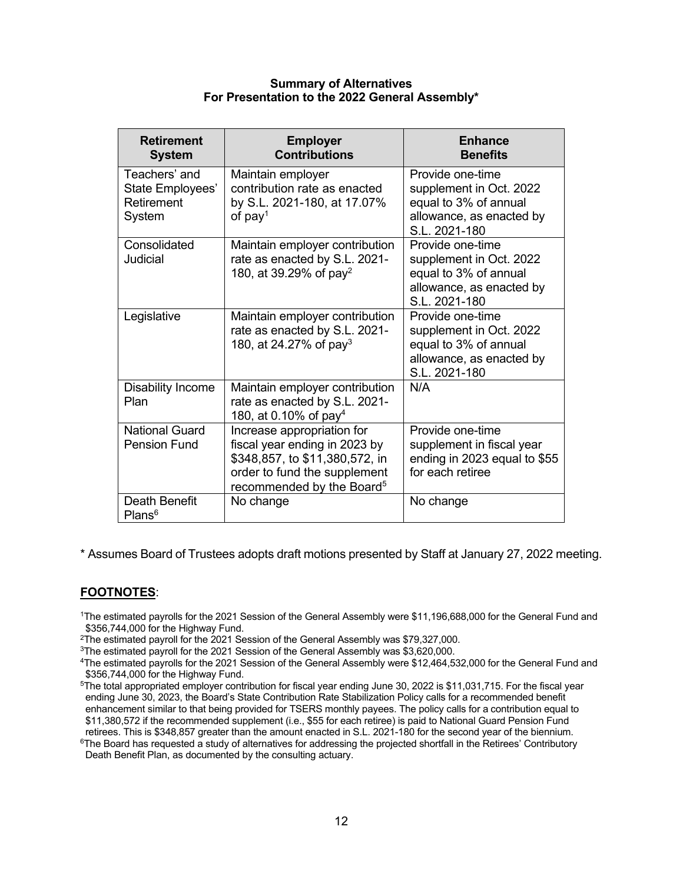**Summary of Alternatives**
**For Presentation to the 2022 General Assembly***

| Retirement System | Employer Contributions | Enhance Benefits |
|---|---|---|
| Teachers' and State Employees' Retirement System | Maintain employer contribution rate as enacted by S.L. 2021-180, at 17.07% of pay[1] | Provide one-time supplement in Oct. 2022 equal to 3% of annual allowance, as enacted by S.L. 2021-180 |
| Consolidated Judicial | Maintain employer contribution rate as enacted by S.L. 2021-180, at 39.29% of pay[2] | Provide one-time supplement in Oct. 2022 equal to 3% of annual allowance, as enacted by S.L. 2021-180 |
| Legislative | Maintain employer contribution rate as enacted by S.L. 2021-180, at 24.27% of pay[3] | Provide one-time supplement in Oct. 2022 equal to 3% of annual allowance, as enacted by S.L. 2021-180 |
| Disability Income Plan | Maintain employer contribution rate as enacted by S.L. 2021-180, at 0.10% of pay[4] | N/A |
| National Guard Pension Fund | Increase appropriation for fiscal year ending in 2023 by $348,857, to $11,380,572, in order to fund the supplement recommended by the Board[5] | Provide one-time supplement in fiscal year ending in 2023 equal to $55 for each retiree |
| Death Benefit Plans[6] | No change | No change |

* Assumes Board of Trustees adopts draft motions presented by Staff at January 27, 2022 meeting.

**FOOTNOTES**:

[1]The estimated payrolls for the 2021 Session of the General Assembly were $11,196,688,000 for the General Fund and $356,744,000 for the Highway Fund.

[2]The estimated payroll for the 2021 Session of the General Assembly was $79,327,000.

[3]The estimated payroll for the 2021 Session of the General Assembly was $3,620,000.

[4]The estimated payrolls for the 2021 Session of the General Assembly were $12,464,532,000 for the General Fund and $356,744,000 for the Highway Fund.

[5]The total appropriated employer contribution for fiscal year ending June 30, 2022 is $11,031,715. For the fiscal year ending June 30, 2023, the Board's State Contribution Rate Stabilization Policy calls for a recommended benefit enhancement similar to that being provided for TSERS monthly payees. The policy calls for a contribution equal to $11,380,572 if the recommended supplement (i.e., $55 for each retiree) is paid to National Guard Pension Fund retirees. This is $348,857 greater than the amount enacted in S.L. 2021-180 for the second year of the biennium.

[6]The Board has requested a study of alternatives for addressing the projected shortfall in the Retirees' Contributory Death Benefit Plan, as documented by the consulting actuary.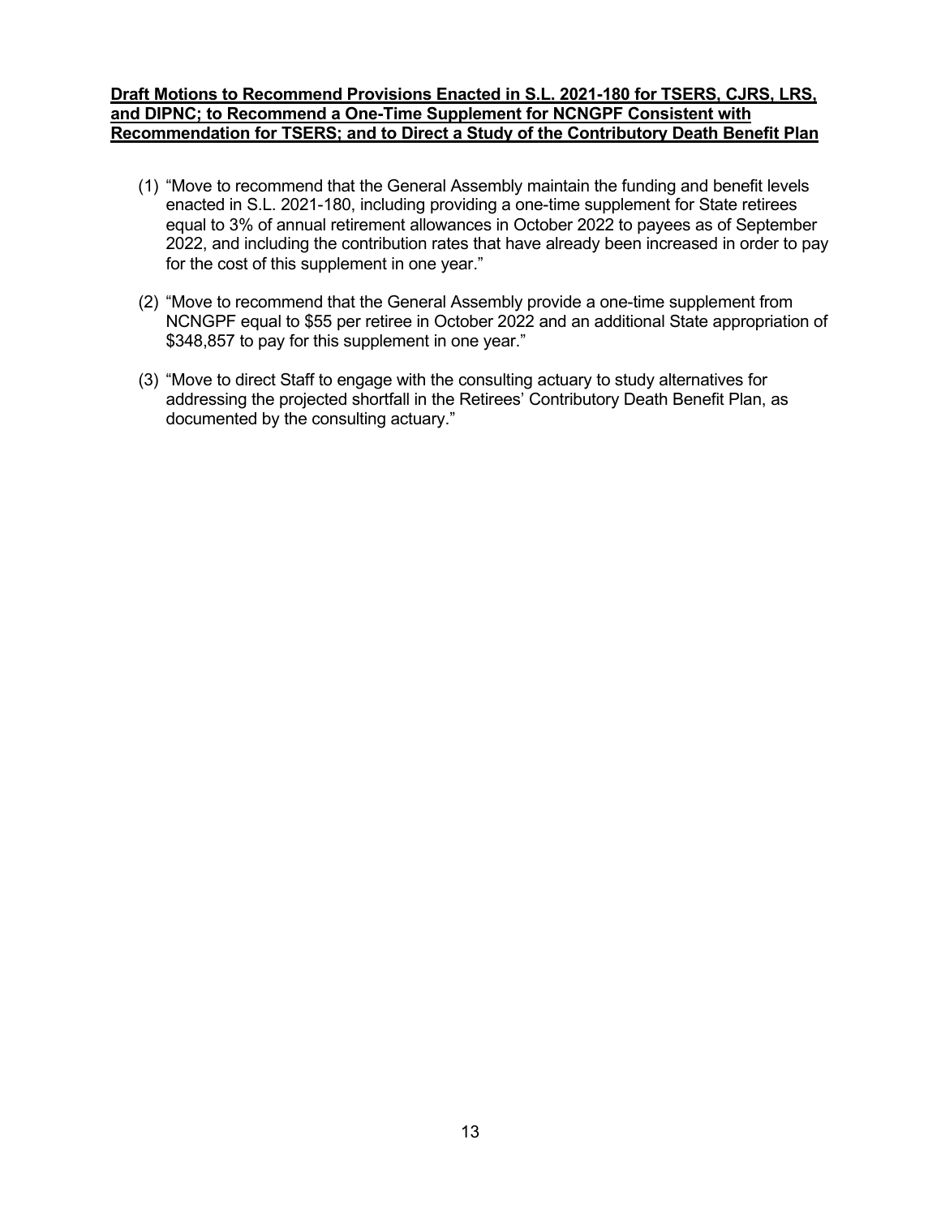**Draft Motions to Recommend Provisions Enacted in S.L. 2021-180 for TSERS, CJRS, LRS, and DIPNC; to Recommend a One-Time Supplement for NCNGPF Consistent with Recommendation for TSERS; and to Direct a Study of the Contributory Death Benefit Plan**

(1) "Move to recommend that the General Assembly maintain the funding and benefit levels enacted in S.L. 2021-180, including providing a one-time supplement for State retirees equal to 3% of annual retirement allowances in October 2022 to payees as of September 2022, and including the contribution rates that have already been increased in order to pay for the cost of this supplement in one year."

(2) "Move to recommend that the General Assembly provide a one-time supplement from NCNGPF equal to $55 per retiree in October 2022 and an additional State appropriation of $348,857 to pay for this supplement in one year."

(3) "Move to direct Staff to engage with the consulting actuary to study alternatives for addressing the projected shortfall in the Retirees' Contributory Death Benefit Plan, as documented by the consulting actuary."